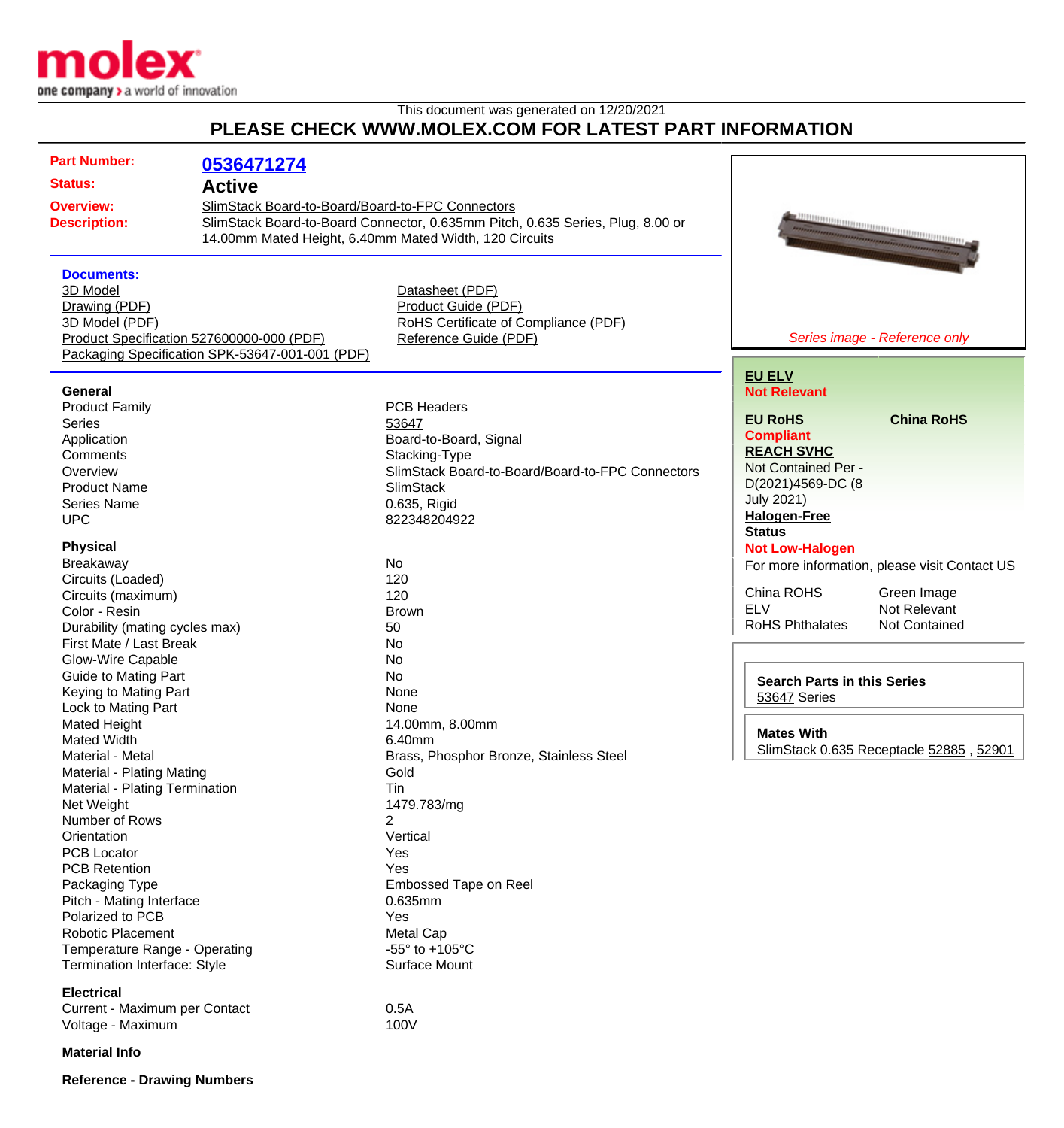This document was generated on 12/20/2021

# PLEASE CHECK WWW.MOLEX.COM FOR LATEST PART INFORMATION

**Part Number:** 0536471274

**Status:** Active

**Overview:** SlimStack Board-to-Board/Board-to-FPC Connectors

**Description:** SlimStack Board-to-Board Connector, 0.635mm Pitch, 0.635 Series, Plug, 8.00 or 14.00mm Mated Height, 6.40mm Mated Width, 120 Circuits

*Series image - Reference only*

**Documents:**

- 3D Model
- Drawing (PDF)
- 3D Model (PDF)
- Product Specification 527600000-000 (PDF)
- Packaging Specification SPK-53647-001-001 (PDF)
- Datasheet (PDF)
- Product Guide (PDF)
- RoHS Certificate of Compliance (PDF)
- Reference Guide (PDF)

### General

| | |
|---|---|
| Product Family | PCB Headers |
| Series | 53647 |
| Application | Board-to-Board, Signal |
| Comments | Stacking-Type |
| Overview | SlimStack Board-to-Board/Board-to-FPC Connectors |
| Product Name | SlimStack |
| Series Name | 0.635, Rigid |
| UPC | 822348204922 |

### Physical

| | |
|---|---|
| Breakaway | No |
| Circuits (Loaded) | 120 |
| Circuits (maximum) | 120 |
| Color - Resin | Brown |
| Durability (mating cycles max) | 50 |
| First Mate / Last Break | No |
| Glow-Wire Capable | No |
| Guide to Mating Part | No |
| Keying to Mating Part | None |
| Lock to Mating Part | None |
| Mated Height | 14.00mm, 8.00mm |
| Mated Width | 6.40mm |
| Material - Metal | Brass, Phosphor Bronze, Stainless Steel |
| Material - Plating Mating | Gold |
| Material - Plating Termination | Tin |
| Net Weight | 1479.783/mg |
| Number of Rows | 2 |
| Orientation | Vertical |
| PCB Locator | Yes |
| PCB Retention | Yes |
| Packaging Type | Embossed Tape on Reel |
| Pitch - Mating Interface | 0.635mm |
| Polarized to PCB | Yes |
| Robotic Placement | Metal Cap |
| Temperature Range - Operating | -55° to +105°C |
| Termination Interface: Style | Surface Mount |

### Electrical

| | |
|---|---|
| Current - Maximum per Contact | 0.5A |
| Voltage - Maximum | 100V |

### Material Info

### Reference - Drawing Numbers

---

**EU ELV**
Not Relevant

**EU RoHS**
Compliant

**China RoHS**

**REACH SVHC**
Not Contained Per - D(2021)4569-DC (8 July 2021)

**Halogen-Free Status**
Not Low-Halogen

For more information, please visit Contact US

| | |
|---|---|
| China ROHS | Green Image |
| ELV | Not Relevant |
| RoHS Phthalates | Not Contained |

**Search Parts in this Series**
53647 Series

**Mates With**
SlimStack 0.635 Receptacle 52885 , 52901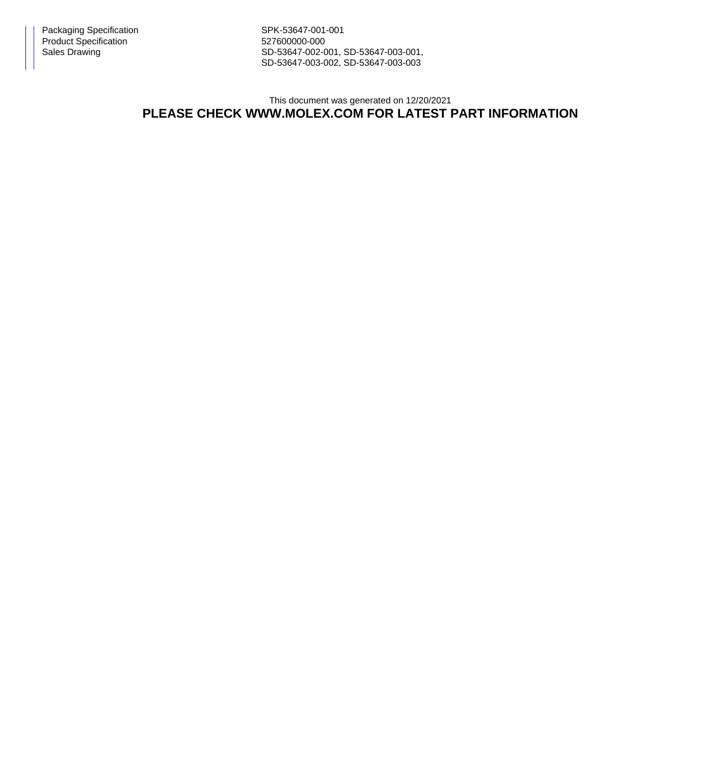| | |
|---|---|
| Packaging Specification | SPK-53647-001-001 |
| Product Specification | 527600000-000 |
| Sales Drawing | SD-53647-002-001, SD-53647-003-001, SD-53647-003-002, SD-53647-003-003 |

This document was generated on 12/20/2021

**PLEASE CHECK WWW.MOLEX.COM FOR LATEST PART INFORMATION**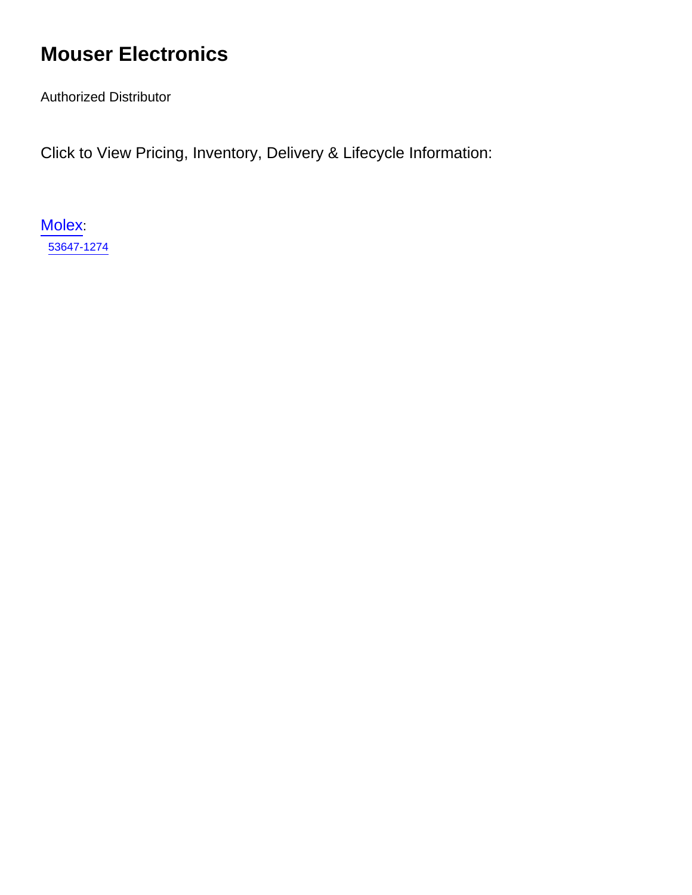# Mouser Electronics

Authorized Distributor

Click to View Pricing, Inventory, Delivery & Lifecycle Information:

Molex:

53647-1274